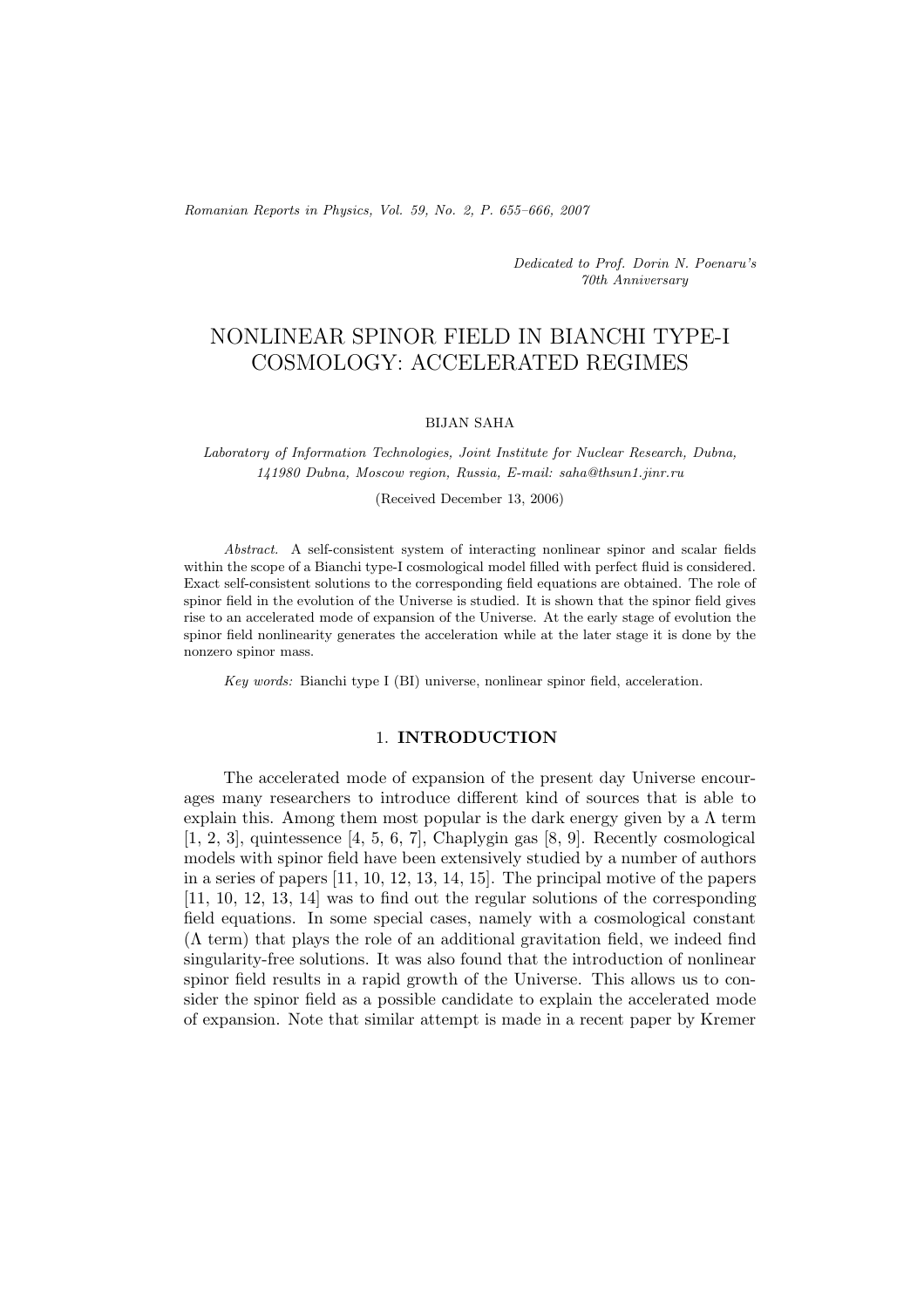*Dedicated to Prof. Dorin N. Poenaru's 70th Anniversary*

# NONLINEAR SPINOR FIELD IN BIANCHI TYPE-I COSMOLOGY: ACCELERATED REGIMES

BIJAN SAHA

*Laboratory of Information Technologies, Joint Institute for Nuclear Research, Dubna, 141980 Dubna, Moscow region, Russia, E-mail: saha@thsun1.jinr.ru*

(Received December 13, 2006)

*Abstract.* A self-consistent system of interacting nonlinear spinor and scalar fields within the scope of a Bianchi type-I cosmological model filled with perfect fluid is considered. Exact self-consistent solutions to the corresponding field equations are obtained. The role of spinor field in the evolution of the Universe is studied. It is shown that the spinor field gives rise to an accelerated mode of expansion of the Universe. At the early stage of evolution the spinor field nonlinearity generates the acceleration while at the later stage it is done by the nonzero spinor mass.

*Key words:* Bianchi type I (BI) universe, nonlinear spinor field, acceleration.

## 1. INTRODUCTION

The accelerated mode of expansion of the present day Universe encourages many researchers to introduce different kind of sources that is able to explain this. Among them most popular is the dark energy given by a $\Lambda$ term [1, 2, 3], quintessence [4, 5, 6, 7], Chaplygin gas [8, 9]. Recently cosmological models with spinor field have been extensively studied by a number of authors in a series of papers [11, 10, 12, 13, 14, 15]. The principal motive of the papers [11, 10, 12, 13, 14] was to find out the regular solutions of the corresponding field equations. In some special cases, namely with a cosmological constant ($\Lambda$ term) that plays the role of an additional gravitation field, we indeed find singularity-free solutions. It was also found that the introduction of nonlinear spinor field results in a rapid growth of the Universe. This allows us to consider the spinor field as a possible candidate to explain the accelerated mode of expansion. Note that similar attempt is made in a recent paper by Kremer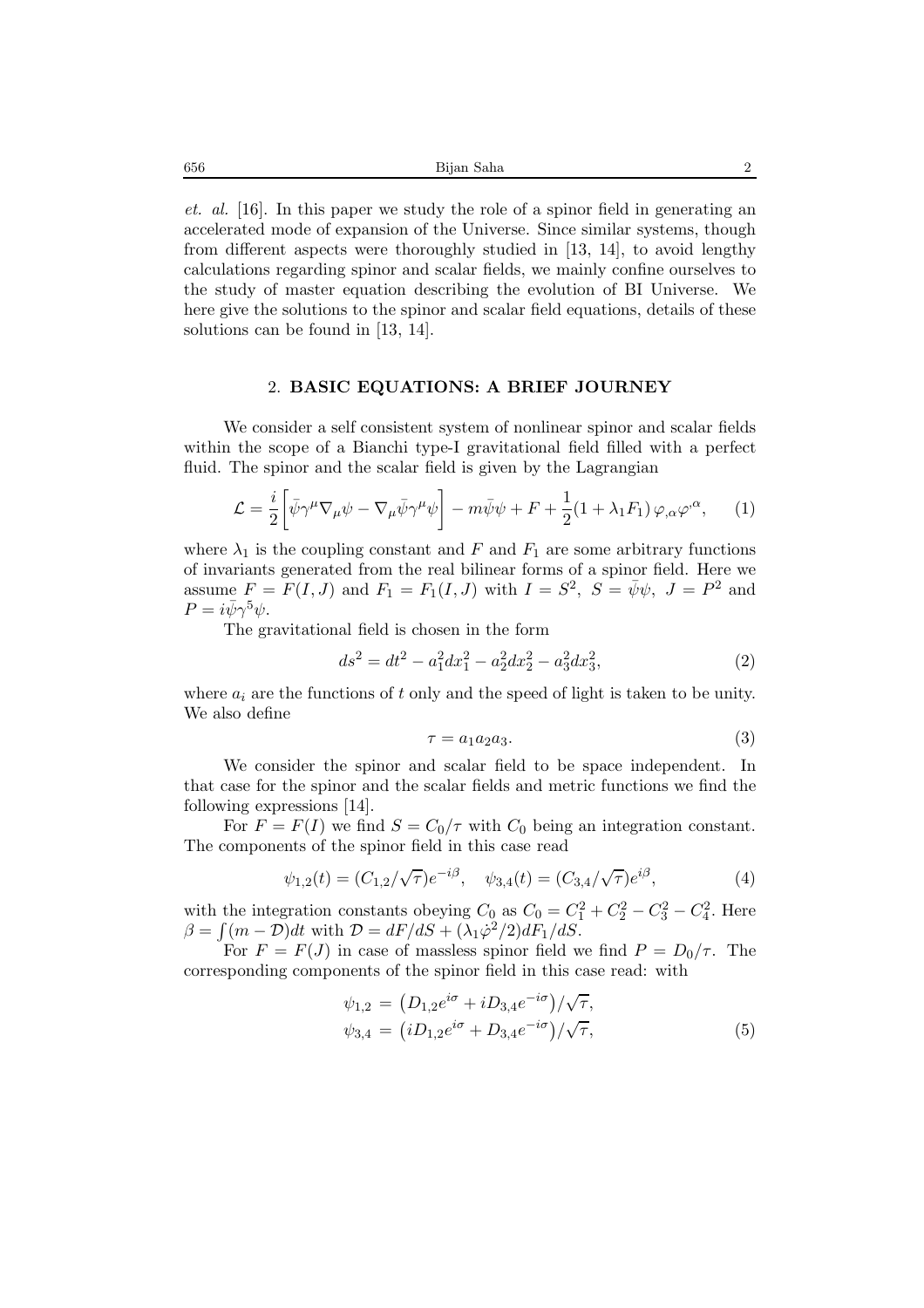*et. al.* [16]. In this paper we study the role of a spinor field in generating an accelerated mode of expansion of the Universe. Since similar systems, though from different aspects were thoroughly studied in [13, 14], to avoid lengthy calculations regarding spinor and scalar fields, we mainly confine ourselves to the study of master equation describing the evolution of BI Universe. We here give the solutions to the spinor and scalar field equations, details of these solutions can be found in [13, 14].

## 2. BASIC EQUATIONS: A BRIEF JOURNEY

We consider a self consistent system of nonlinear spinor and scalar fields within the scope of a Bianchi type-I gravitational field filled with a perfect fluid. The spinor and the scalar field is given by the Lagrangian

$$\mathcal{L} = \frac{i}{2}\left[\bar\psi\gamma^\mu\nabla_\mu\psi - \nabla_\mu\bar\psi\gamma^\mu\psi\right] - m\bar\psi\psi + F + \frac{1}{2}(1+\lambda_1 F_1)\,\varphi_{,\alpha}\varphi^{,\alpha}, \qquad (1)$$

where $\lambda_1$ is the coupling constant and $F$ and $F_1$ are some arbitrary functions of invariants generated from the real bilinear forms of a spinor field. Here we assume $F = F(I,J)$ and $F_1 = F_1(I,J)$ with $I = S^2,\ S = \bar\psi\psi,\ J = P^2$ and $P = i\bar\psi\gamma^5\psi$.

The gravitational field is chosen in the form

$$ds^2 = dt^2 - a_1^2 dx_1^2 - a_2^2 dx_2^2 - a_3^2 dx_3^2, \qquad (2)$$

where $a_i$ are the functions of $t$ only and the speed of light is taken to be unity. We also define

$$\tau = a_1 a_2 a_3. \qquad (3)$$

We consider the spinor and scalar field to be space independent. In that case for the spinor and the scalar fields and metric functions we find the following expressions [14].

For $F = F(I)$ we find $S = C_0/\tau$ with $C_0$ being an integration constant. The components of the spinor field in this case read

$$\psi_{1,2}(t) = (C_{1,2}/\sqrt{\tau})e^{-i\beta}, \quad \psi_{3,4}(t) = (C_{3,4}/\sqrt{\tau})e^{i\beta}, \qquad (4)$$

with the integration constants obeying $C_0$ as $C_0 = C_1^2 + C_2^2 - C_3^2 - C_4^2$. Here $\beta = \int(m - \mathcal{D})dt$ with $\mathcal{D} = dF/dS + (\lambda_1\dot\varphi^2/2)dF_1/dS$.

For $F = F(J)$ in case of massless spinor field we find $P = D_0/\tau$. The corresponding components of the spinor field in this case read: with

$$\begin{aligned}
\psi_{1,2} &= \left(D_{1,2}e^{i\sigma} + iD_{3,4}e^{-i\sigma}\right)/\sqrt{\tau},\\
\psi_{3,4} &= \left(iD_{1,2}e^{i\sigma} + D_{3,4}e^{-i\sigma}\right)/\sqrt{\tau},
\end{aligned} \qquad (5)$$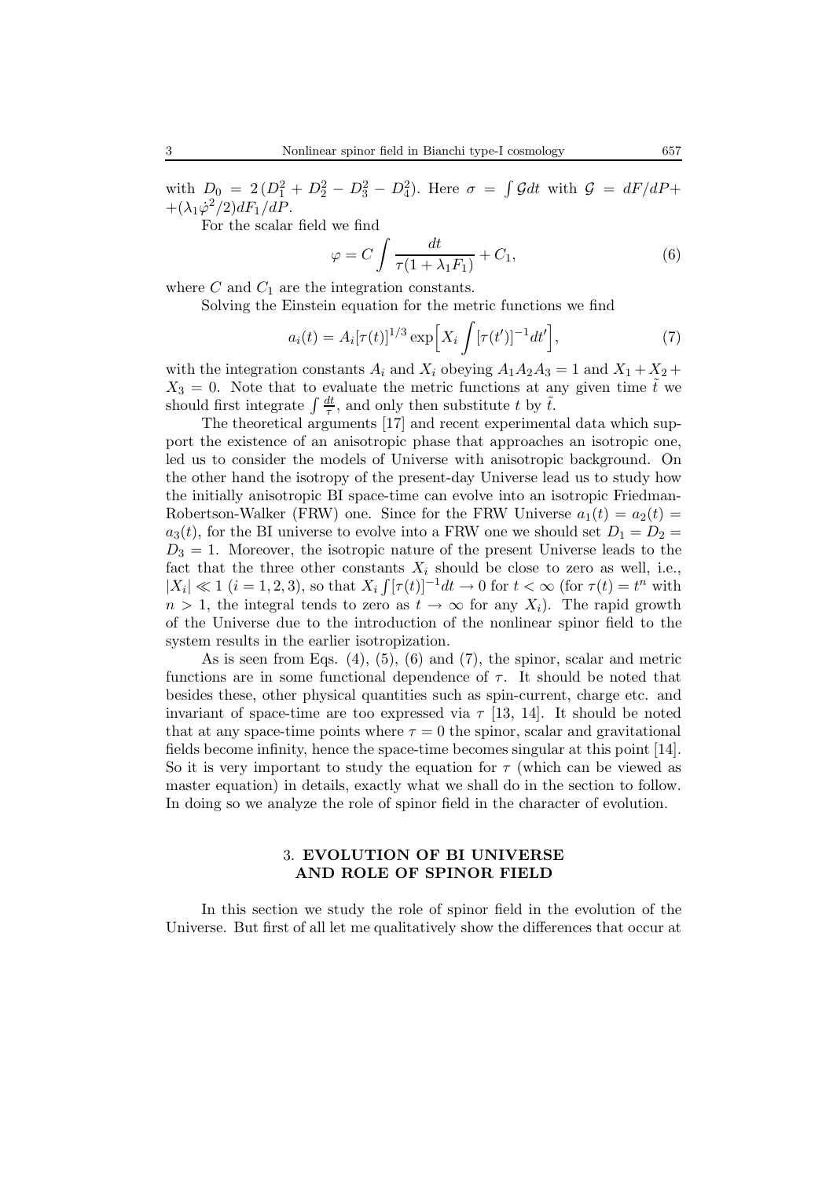with $D_0 = 2(D_1^2 + D_2^2 - D_3^2 - D_4^2)$. Here $\sigma = \int \mathcal{G} dt$ with $\mathcal{G} = dF/dP + (\lambda_1 \dot{\varphi}^2/2) dF_1/dP$.

For the scalar field we find

$$\varphi = C \int \frac{dt}{\tau(1 + \lambda_1 F_1)} + C_1, \tag{6}$$

where $C$ and $C_1$ are the integration constants.

Solving the Einstein equation for the metric functions we find

$$a_i(t) = A_i [\tau(t)]^{1/3} \exp\Big[X_i \int [\tau(t')]^{-1} dt'\Big], \tag{7}$$

with the integration constants $A_i$ and $X_i$ obeying $A_1 A_2 A_3 = 1$ and $X_1 + X_2 + X_3 = 0$. Note that to evaluate the metric functions at any given time $\tilde{t}$ we should first integrate $\int \frac{dt}{\tau}$, and only then substitute $t$ by $\tilde{t}$.

The theoretical arguments [17] and recent experimental data which support the existence of an anisotropic phase that approaches an isotropic one, led us to consider the models of Universe with anisotropic background. On the other hand the isotropy of the present-day Universe lead us to study how the initially anisotropic BI space-time can evolve into an isotropic Friedman-Robertson-Walker (FRW) one. Since for the FRW Universe $a_1(t) = a_2(t) = a_3(t)$, for the BI universe to evolve into a FRW one we should set $D_1 = D_2 = D_3 = 1$. Moreover, the isotropic nature of the present Universe leads to the fact that the three other constants $X_i$ should be close to zero as well, i.e., $|X_i| \ll 1$ $(i = 1, 2, 3)$, so that $X_i \int [\tau(t)]^{-1} dt \to 0$ for $t < \infty$ (for $\tau(t) = t^n$ with $n > 1$, the integral tends to zero as $t \to \infty$ for any $X_i$). The rapid growth of the Universe due to the introduction of the nonlinear spinor field to the system results in the earlier isotropization.

As is seen from Eqs. (4), (5), (6) and (7), the spinor, scalar and metric functions are in some functional dependence of $\tau$. It should be noted that besides these, other physical quantities such as spin-current, charge etc. and invariant of space-time are too expressed via $\tau$ [13, 14]. It should be noted that at any space-time points where $\tau = 0$ the spinor, scalar and gravitational fields become infinity, hence the space-time becomes singular at this point [14]. So it is very important to study the equation for $\tau$ (which can be viewed as master equation) in details, exactly what we shall do in the section to follow. In doing so we analyze the role of spinor field in the character of evolution.

## 3. EVOLUTION OF BI UNIVERSE AND ROLE OF SPINOR FIELD

In this section we study the role of spinor field in the evolution of the Universe. But first of all let me qualitatively show the differences that occur at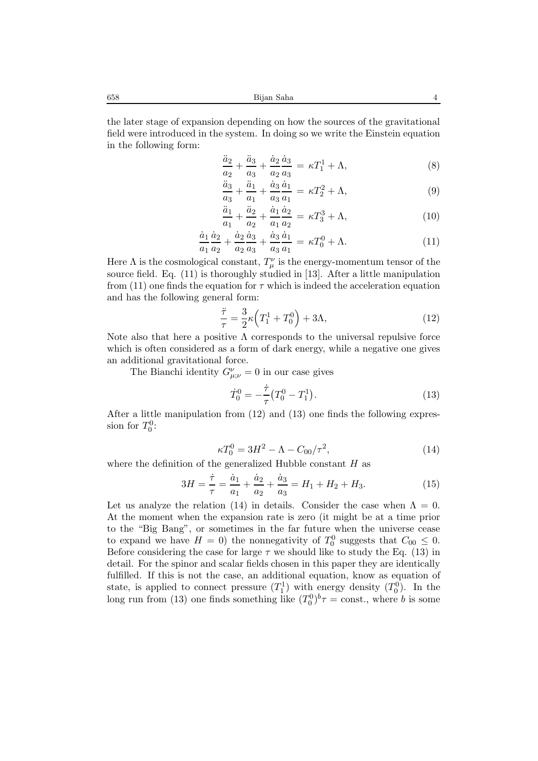the later stage of expansion depending on how the sources of the gravitational field were introduced in the system. In doing so we write the Einstein equation in the following form:

$$\frac{\ddot{a}_2}{a_2} + \frac{\ddot{a}_3}{a_3} + \frac{\dot{a}_2}{a_2}\frac{\dot{a}_3}{a_3} = \kappa T_1^1 + \Lambda, \tag{8}$$

$$\frac{\ddot{a}_3}{a_3} + \frac{\ddot{a}_1}{a_1} + \frac{\dot{a}_3}{a_3}\frac{\dot{a}_1}{a_1} = \kappa T_2^2 + \Lambda, \tag{9}$$

$$\frac{\ddot{a}_1}{a_1} + \frac{\ddot{a}_2}{a_2} + \frac{\dot{a}_1}{a_1}\frac{\dot{a}_2}{a_2} = \kappa T_3^3 + \Lambda, \tag{10}$$

$$\frac{\dot{a}_1}{a_1}\frac{\dot{a}_2}{a_2} + \frac{\dot{a}_2}{a_2}\frac{\dot{a}_3}{a_3} + \frac{\dot{a}_3}{a_3}\frac{\dot{a}_1}{a_1} = \kappa T_0^0 + \Lambda. \tag{11}$$

Here $\Lambda$ is the cosmological constant, $T_\mu^\nu$ is the energy-momentum tensor of the source field. Eq. (11) is thoroughly studied in [13]. After a little manipulation from (11) one finds the equation for $\tau$ which is indeed the acceleration equation and has the following general form:

$$\frac{\ddot{\tau}}{\tau} = \frac{3}{2}\kappa\Big(T_1^1 + T_0^0\Big) + 3\Lambda, \tag{12}$$

Note also that here a positive $\Lambda$ corresponds to the universal repulsive force which is often considered as a form of dark energy, while a negative one gives an additional gravitational force.

The Bianchi identity $G_{\mu;\nu}^\nu = 0$ in our case gives

$$\dot{T}_0^0 = -\frac{\dot{\tau}}{\tau}\big(T_0^0 - T_1^1\big). \tag{13}$$

After a little manipulation from (12) and (13) one finds the following expression for $T_0^0$:

$$\kappa T_0^0 = 3H^2 - \Lambda - C_{00}/\tau^2, \tag{14}$$

where the definition of the generalized Hubble constant $H$ as

$$3H = \frac{\dot{\tau}}{\tau} = \frac{\dot{a}_1}{a_1} + \frac{\dot{a}_2}{a_2} + \frac{\dot{a}_3}{a_3} = H_1 + H_2 + H_3. \tag{15}$$

Let us analyze the relation (14) in details. Consider the case when $\Lambda = 0$. At the moment when the expansion rate is zero (it might be at a time prior to the "Big Bang", or sometimes in the far future when the universe cease to expand we have $H = 0$) the nonnegativity of $T_0^0$ suggests that $C_{00} \le 0$. Before considering the case for large $\tau$ we should like to study the Eq. (13) in detail. For the spinor and scalar fields chosen in this paper they are identically fulfilled. If this is not the case, an additional equation, know as equation of state, is applied to connect pressure $(T_1^1)$ with energy density $(T_0^0)$. In the long run from (13) one finds something like $(T_0^0)^b\tau = \text{const.}$, where $b$ is some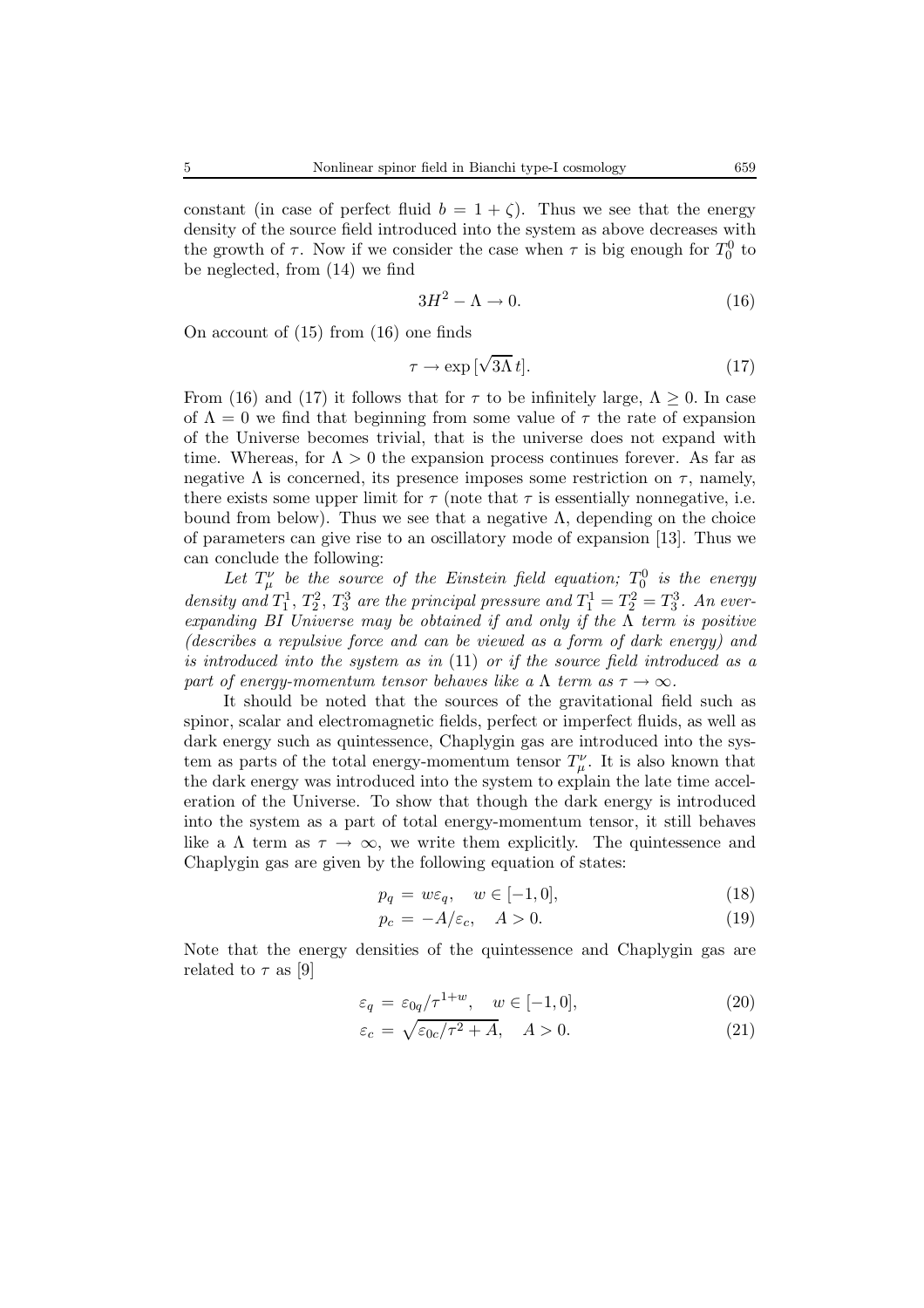constant (in case of perfect fluid $b = 1 + \zeta$). Thus we see that the energy density of the source field introduced into the system as above decreases with the growth of $\tau$. Now if we consider the case when $\tau$ is big enough for $T_0^0$ to be neglected, from (14) we find

$$3H^2 - \Lambda \to 0. \tag{16}$$

On account of (15) from (16) one finds

$$\tau \to \exp[\sqrt{3\Lambda}\, t]. \tag{17}$$

From (16) and (17) it follows that for $\tau$ to be infinitely large, $\Lambda \geq 0$. In case of $\Lambda = 0$ we find that beginning from some value of $\tau$ the rate of expansion of the Universe becomes trivial, that is the universe does not expand with time. Whereas, for $\Lambda > 0$ the expansion process continues forever. As far as negative $\Lambda$ is concerned, its presence imposes some restriction on $\tau$, namely, there exists some upper limit for $\tau$ (note that $\tau$ is essentially nonnegative, i.e. bound from below). Thus we see that a negative $\Lambda$, depending on the choice of parameters can give rise to an oscillatory mode of expansion [13]. Thus we can conclude the following:

*Let $T_\mu^\nu$ be the source of the Einstein field equation; $T_0^0$ is the energy density and $T_1^1$, $T_2^2$, $T_3^3$ are the principal pressure and $T_1^1 = T_2^2 = T_3^3$. An ever-expanding BI Universe may be obtained if and only if the $\Lambda$ term is positive (describes a repulsive force and can be viewed as a form of dark energy) and is introduced into the system as in* (11) *or if the source field introduced as a part of energy-momentum tensor behaves like a $\Lambda$ term as $\tau \to \infty$.*

It should be noted that the sources of the gravitational field such as spinor, scalar and electromagnetic fields, perfect or imperfect fluids, as well as dark energy such as quintessence, Chaplygin gas are introduced into the system as parts of the total energy-momentum tensor $T_\mu^\nu$. It is also known that the dark energy was introduced into the system to explain the late time acceleration of the Universe. To show that though the dark energy is introduced into the system as a part of total energy-momentum tensor, it still behaves like a $\Lambda$ term as $\tau \to \infty$, we write them explicitly. The quintessence and Chaplygin gas are given by the following equation of states:

$$p_q = w\varepsilon_q, \quad w \in [-1, 0], \tag{18}$$

$$p_c = -A/\varepsilon_c, \quad A > 0. \tag{19}$$

Note that the energy densities of the quintessence and Chaplygin gas are related to $\tau$ as [9]

$$\varepsilon_q = \varepsilon_{0q}/\tau^{1+w}, \quad w \in [-1, 0], \tag{20}$$

$$\varepsilon_c = \sqrt{\varepsilon_{0c}/\tau^2 + A}, \quad A > 0. \tag{21}$$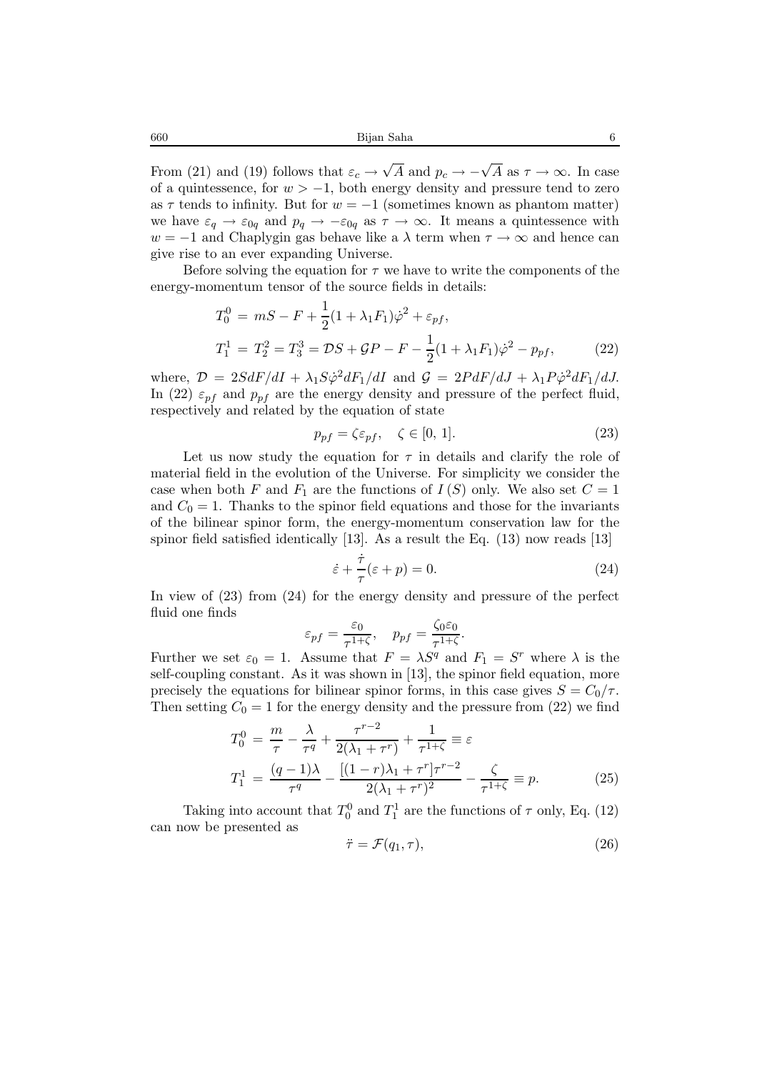From (21) and (19) follows that $\varepsilon_c \to \sqrt{A}$ and $p_c \to -\sqrt{A}$ as $\tau \to \infty$. In case of a quintessence, for $w > -1$, both energy density and pressure tend to zero as $\tau$ tends to infinity. But for $w = -1$ (sometimes known as phantom matter) we have $\varepsilon_q \to \varepsilon_{0q}$ and $p_q \to -\varepsilon_{0q}$ as $\tau \to \infty$. It means a quintessence with $w = -1$ and Chaplygin gas behave like a $\lambda$ term when $\tau \to \infty$ and hence can give rise to an ever expanding Universe.

Before solving the equation for $\tau$ we have to write the components of the energy-momentum tensor of the source fields in details:

$$
\begin{aligned}
T_0^0 &= mS - F + \frac{1}{2}(1 + \lambda_1 F_1)\dot{\varphi}^2 + \varepsilon_{pf}, \\
T_1^1 &= T_2^2 = T_3^3 = \mathcal{D}S + \mathcal{G}P - F - \frac{1}{2}(1 + \lambda_1 F_1)\dot{\varphi}^2 - p_{pf},
\end{aligned}
\tag{22}
$$

where, $\mathcal{D} = 2SdF/dI + \lambda_1 S\dot{\varphi}^2 dF_1/dI$ and $\mathcal{G} = 2PdF/dJ + \lambda_1 P\dot{\varphi}^2 dF_1/dJ$. In (22) $\varepsilon_{pf}$ and $p_{pf}$ are the energy density and pressure of the perfect fluid, respectively and related by the equation of state

$$
p_{pf} = \zeta \varepsilon_{pf}, \quad \zeta \in [0,\, 1]. \tag{23}
$$

Let us now study the equation for $\tau$ in details and clarify the role of material field in the evolution of the Universe. For simplicity we consider the case when both $F$ and $F_1$ are the functions of $I\,(S)$ only. We also set $C = 1$ and $C_0 = 1$. Thanks to the spinor field equations and those for the invariants of the bilinear spinor form, the energy-momentum conservation law for the spinor field satisfied identically [13]. As a result the Eq. (13) now reads [13]

$$
\dot{\varepsilon} + \frac{\dot{\tau}}{\tau}(\varepsilon + p) = 0. \tag{24}
$$

In view of (23) from (24) for the energy density and pressure of the perfect fluid one finds

$$
\varepsilon_{pf} = \frac{\varepsilon_0}{\tau^{1+\zeta}}, \quad p_{pf} = \frac{\zeta_0 \varepsilon_0}{\tau^{1+\zeta}}.
$$

Further we set $\varepsilon_0 = 1$. Assume that $F = \lambda S^q$ and $F_1 = S^r$ where $\lambda$ is the self-coupling constant. As it was shown in [13], the spinor field equation, more precisely the equations for bilinear spinor forms, in this case gives $S = C_0/\tau$. Then setting $C_0 = 1$ for the energy density and the pressure from (22) we find

$$
\begin{aligned}
T_0^0 &= \frac{m}{\tau} - \frac{\lambda}{\tau^q} + \frac{\tau^{r-2}}{2(\lambda_1 + \tau^r)} + \frac{1}{\tau^{1+\zeta}} \equiv \varepsilon \\
T_1^1 &= \frac{(q-1)\lambda}{\tau^q} - \frac{[(1-r)\lambda_1 + \tau^r]\tau^{r-2}}{2(\lambda_1 + \tau^r)^2} - \frac{\zeta}{\tau^{1+\zeta}} \equiv p.
\end{aligned}
\tag{25}
$$

Taking into account that $T_0^0$ and $T_1^1$ are the functions of $\tau$ only, Eq. (12) can now be presented as

$$
\ddot{\tau} = \mathcal{F}(q_1, \tau), \tag{26}
$$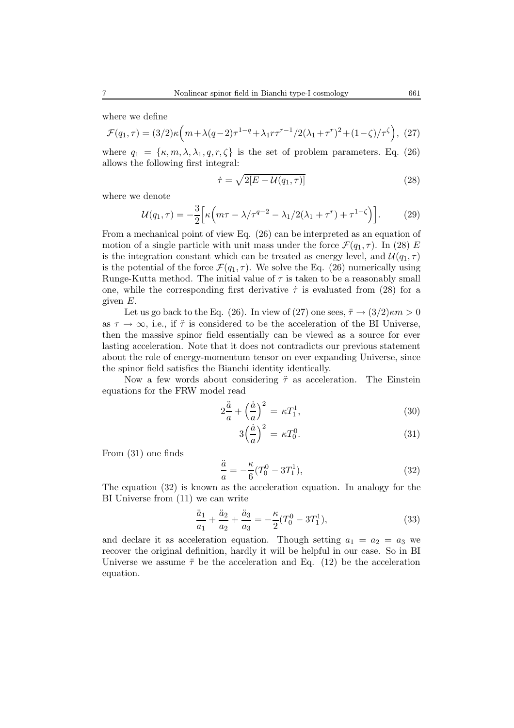where we define

$$\mathcal{F}(q_1,\tau) = (3/2)\kappa\Big(m+\lambda(q-2)\tau^{1-q}+\lambda_1 r\tau^{r-1}/2(\lambda_1+\tau^r)^2+(1-\zeta)/\tau^{\zeta}\Big), \quad (27)$$

where $q_1 = \{\kappa, m, \lambda, \lambda_1, q, r, \zeta\}$ is the set of problem parameters. Eq. (26) allows the following first integral:

$$\dot{\tau} = \sqrt{2[E - \mathcal{U}(q_1,\tau)]} \quad (28)$$

where we denote

$$\mathcal{U}(q_1,\tau) = -\frac{3}{2}\Big[\kappa\Big(m\tau - \lambda/\tau^{q-2} - \lambda_1/2(\lambda_1+\tau^r) + \tau^{1-\zeta}\Big)\Big]. \quad (29)$$

From a mechanical point of view Eq. (26) can be interpreted as an equation of motion of a single particle with unit mass under the force $\mathcal{F}(q_1,\tau)$. In (28) $E$ is the integration constant which can be treated as energy level, and $\mathcal{U}(q_1,\tau)$ is the potential of the force $\mathcal{F}(q_1,\tau)$. We solve the Eq. (26) numerically using Runge-Kutta method. The initial value of $\tau$ is taken to be a reasonably small one, while the corresponding first derivative $\dot{\tau}$ is evaluated from (28) for a given $E$.

Let us go back to the Eq. (26). In view of (27) one sees, $\ddot{\tau} \to (3/2)\kappa m > 0$ as $\tau \to \infty$, i.e., if $\ddot{\tau}$ is considered to be the acceleration of the BI Universe, then the massive spinor field essentially can be viewed as a source for ever lasting acceleration. Note that it does not contradicts our previous statement about the role of energy-momentum tensor on ever expanding Universe, since the spinor field satisfies the Bianchi identity identically.

Now a few words about considering $\ddot{\tau}$ as acceleration. The Einstein equations for the FRW model read

$$2\frac{\ddot{a}}{a} + \Big(\frac{\dot{a}}{a}\Big)^2 = \kappa T_1^1, \quad (30)$$

$$3\Big(\frac{\dot{a}}{a}\Big)^2 = \kappa T_0^0. \quad (31)$$

From (31) one finds

$$\frac{\ddot{a}}{a} = -\frac{\kappa}{6}(T_0^0 - 3T_1^1), \quad (32)$$

The equation (32) is known as the acceleration equation. In analogy for the BI Universe from (11) we can write

$$\frac{\ddot{a}_1}{a_1} + \frac{\ddot{a}_2}{a_2} + \frac{\ddot{a}_3}{a_3} = -\frac{\kappa}{2}(T_0^0 - 3T_1^1), \quad (33)$$

and declare it as acceleration equation. Though setting $a_1 = a_2 = a_3$ we recover the original definition, hardly it will be helpful in our case. So in BI Universe we assume $\ddot{\tau}$ be the acceleration and Eq. (12) be the acceleration equation.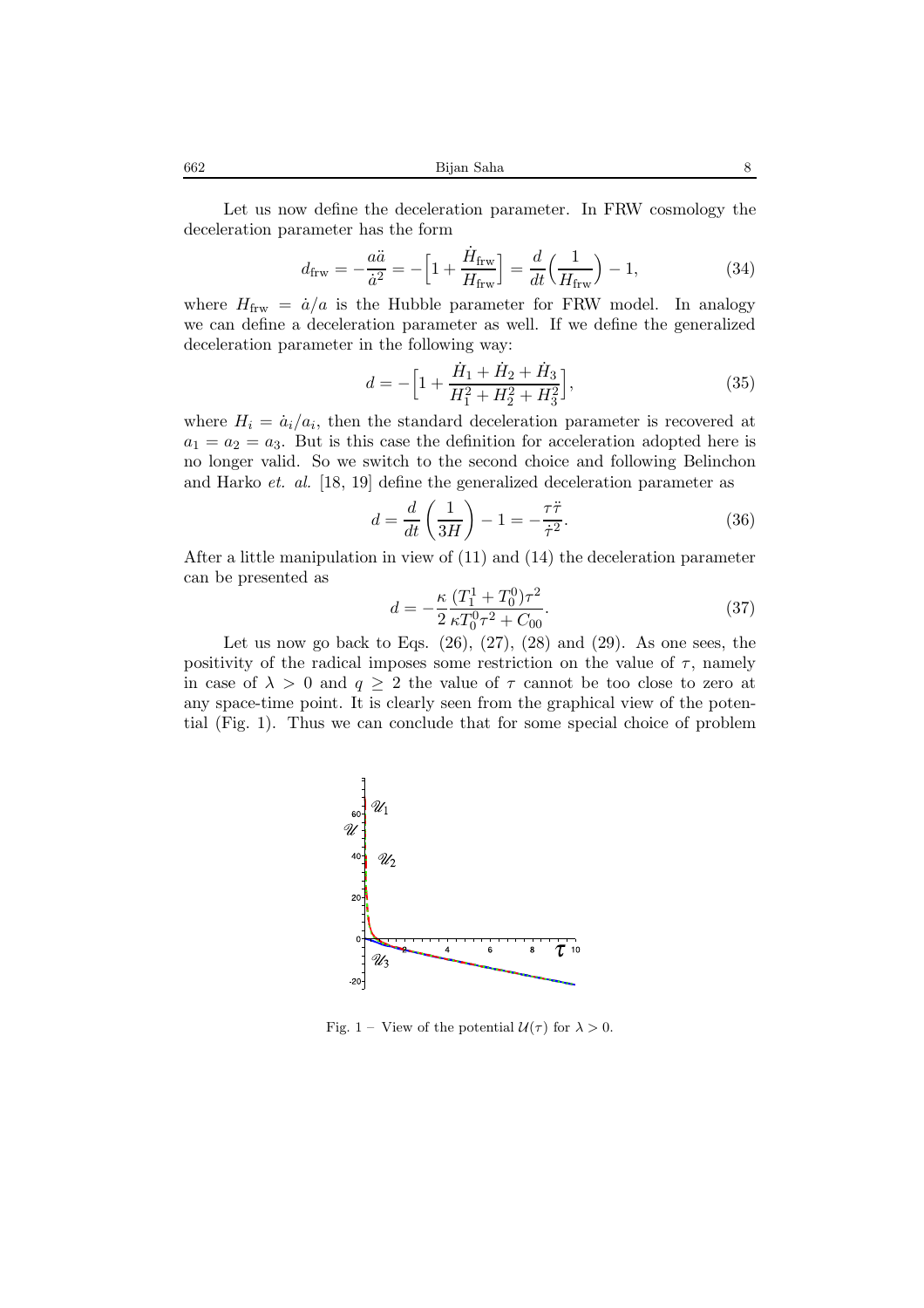Let us now define the deceleration parameter. In FRW cosmology the deceleration parameter has the form

$$d_{\rm frw} = -\frac{a\ddot{a}}{\dot{a}^2} = -\Big[1 + \frac{\dot{H}_{\rm frw}}{H_{\rm frw}}\Big] = \frac{d}{dt}\Big(\frac{1}{H_{\rm frw}}\Big) - 1, \tag{34}$$

where $H_{\rm frw} = \dot{a}/a$ is the Hubble parameter for FRW model. In analogy we can define a deceleration parameter as well. If we define the generalized deceleration parameter in the following way:

$$d = -\Big[1 + \frac{\dot{H}_1 + \dot{H}_2 + \dot{H}_3}{H_1^2 + H_2^2 + H_3^2}\Big], \tag{35}$$

where $H_i = \dot{a}_i/a_i$, then the standard deceleration parameter is recovered at $a_1 = a_2 = a_3$. But is this case the definition for acceleration adopted here is no longer valid. So we switch to the second choice and following Belinchon and Harko *et. al.* [18, 19] define the generalized deceleration parameter as

$$d = \frac{d}{dt}\left(\frac{1}{3H}\right) - 1 = -\frac{\tau\ddot{\tau}}{\dot{\tau}^2}. \tag{36}$$

After a little manipulation in view of (11) and (14) the deceleration parameter can be presented as

$$d = -\frac{\kappa}{2}\frac{(T_1^1 + T_0^0)\tau^2}{\kappa T_0^0\tau^2 + C_{00}}. \tag{37}$$

Let us now go back to Eqs. (26), (27), (28) and (29). As one sees, the positivity of the radical imposes some restriction on the value of $\tau$, namely in case of $\lambda > 0$ and $q \geq 2$ the value of $\tau$ cannot be too close to zero at any space-time point. It is clearly seen from the graphical view of the potential (Fig. 1). Thus we can conclude that for some special choice of problem

Fig. 1 – View of the potential $\mathcal{U}(\tau)$ for $\lambda > 0$.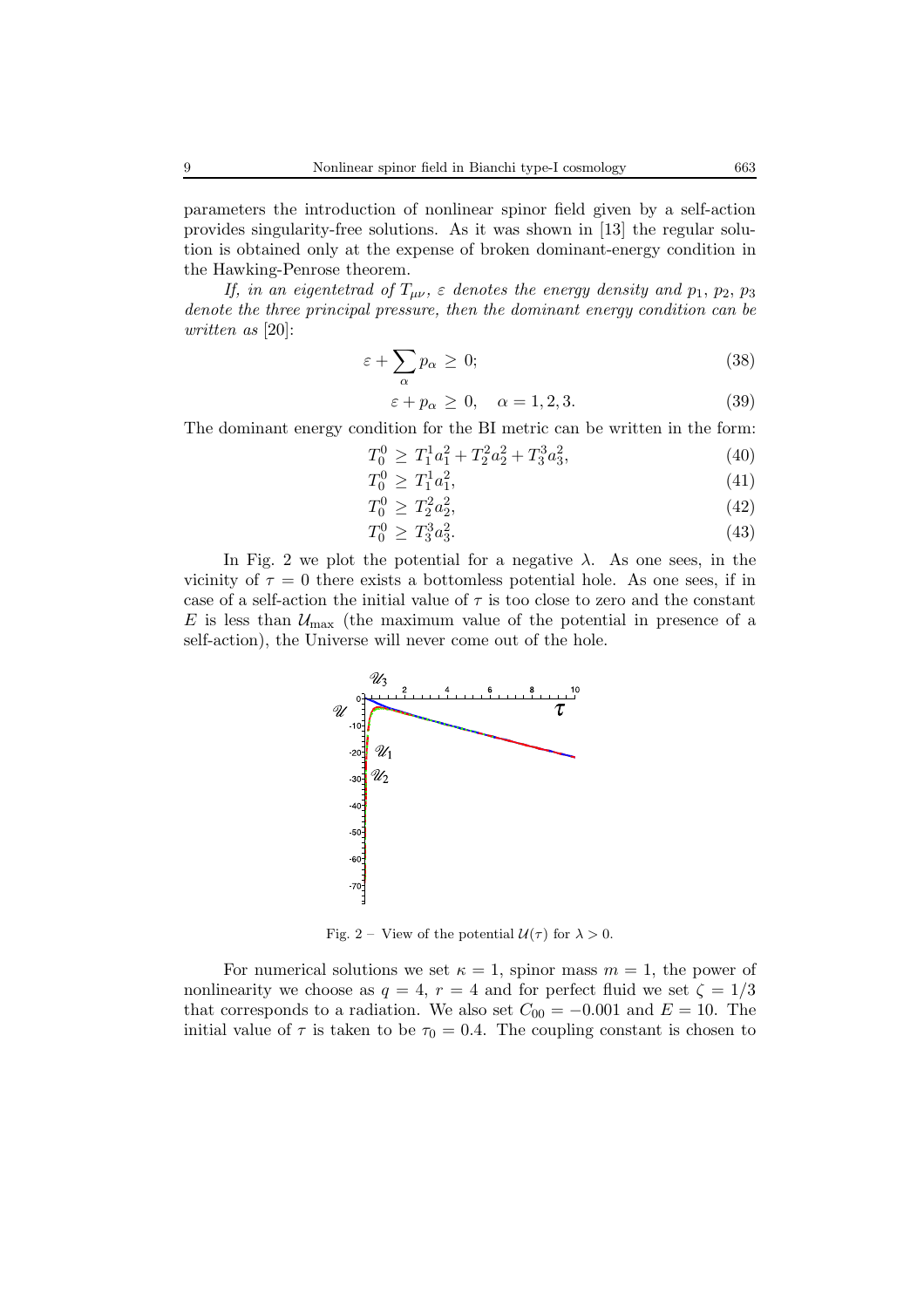parameters the introduction of nonlinear spinor field given by a self-action provides singularity-free solutions. As it was shown in [13] the regular solution is obtained only at the expense of broken dominant-energy condition in the Hawking-Penrose theorem.

*If, in an eigentetrad of $T_{\mu\nu}$, $\varepsilon$ denotes the energy density and $p_1$, $p_2$, $p_3$ denote the three principal pressure, then the dominant energy condition can be written as* [20]:

$$\varepsilon + \sum_\alpha p_\alpha \geq 0; \tag{38}$$

$$\varepsilon + p_\alpha \geq 0, \quad \alpha = 1, 2, 3. \tag{39}$$

The dominant energy condition for the BI metric can be written in the form:

$$T_0^0 \geq T_1^1 a_1^2 + T_2^2 a_2^2 + T_3^3 a_3^2, \tag{40}$$

$$T_0^0 \geq T_1^1 a_1^2, \tag{41}$$

$$T_0^0 \geq T_2^2 a_2^2, \tag{42}$$

$$T_0^0 \geq T_3^3 a_3^2. \tag{43}$$

In Fig. 2 we plot the potential for a negative $\lambda$. As one sees, in the vicinity of $\tau = 0$ there exists a bottomless potential hole. As one sees, if in case of a self-action the initial value of $\tau$ is too close to zero and the constant $E$ is less than $\mathcal{U}_{\max}$ (the maximum value of the potential in presence of a self-action), the Universe will never come out of the hole.

Fig. 2 – View of the potential $\mathcal{U}(\tau)$ for $\lambda > 0$.

For numerical solutions we set $\kappa = 1$, spinor mass $m = 1$, the power of nonlinearity we choose as $q = 4$, $r = 4$ and for perfect fluid we set $\zeta = 1/3$ that corresponds to a radiation. We also set $C_{00} = -0.001$ and $E = 10$. The initial value of $\tau$ is taken to be $\tau_0 = 0.4$. The coupling constant is chosen to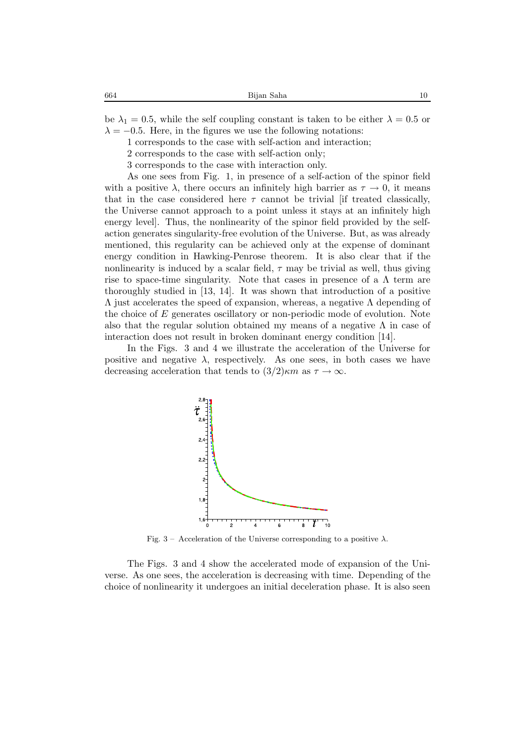be $\lambda_1 = 0.5$, while the self coupling constant is taken to be either $\lambda = 0.5$ or $\lambda = -0.5$. Here, in the figures we use the following notations:

1 corresponds to the case with self-action and interaction;

2 corresponds to the case with self-action only;

3 corresponds to the case with interaction only.

As one sees from Fig. 1, in presence of a self-action of the spinor field with a positive $\lambda$, there occurs an infinitely high barrier as $\tau \to 0$, it means that in the case considered here $\tau$ cannot be trivial [if treated classically, the Universe cannot approach to a point unless it stays at an infinitely high energy level]. Thus, the nonlinearity of the spinor field provided by the self-action generates singularity-free evolution of the Universe. But, as was already mentioned, this regularity can be achieved only at the expense of dominant energy condition in Hawking-Penrose theorem. It is also clear that if the nonlinearity is induced by a scalar field, $\tau$ may be trivial as well, thus giving rise to space-time singularity. Note that cases in presence of a $\Lambda$ term are thoroughly studied in [13, 14]. It was shown that introduction of a positive $\Lambda$ just accelerates the speed of expansion, whereas, a negative $\Lambda$ depending of the choice of $E$ generates oscillatory or non-periodic mode of evolution. Note also that the regular solution obtained my means of a negative $\Lambda$ in case of interaction does not result in broken dominant energy condition [14].

In the Figs. 3 and 4 we illustrate the acceleration of the Universe for positive and negative $\lambda$, respectively. As one sees, in both cases we have decreasing acceleration that tends to $(3/2)\kappa m$ as $\tau \to \infty$.

Fig. 3 – Acceleration of the Universe corresponding to a positive $\lambda$.

The Figs. 3 and 4 show the accelerated mode of expansion of the Universe. As one sees, the acceleration is decreasing with time. Depending of the choice of nonlinearity it undergoes an initial deceleration phase. It is also seen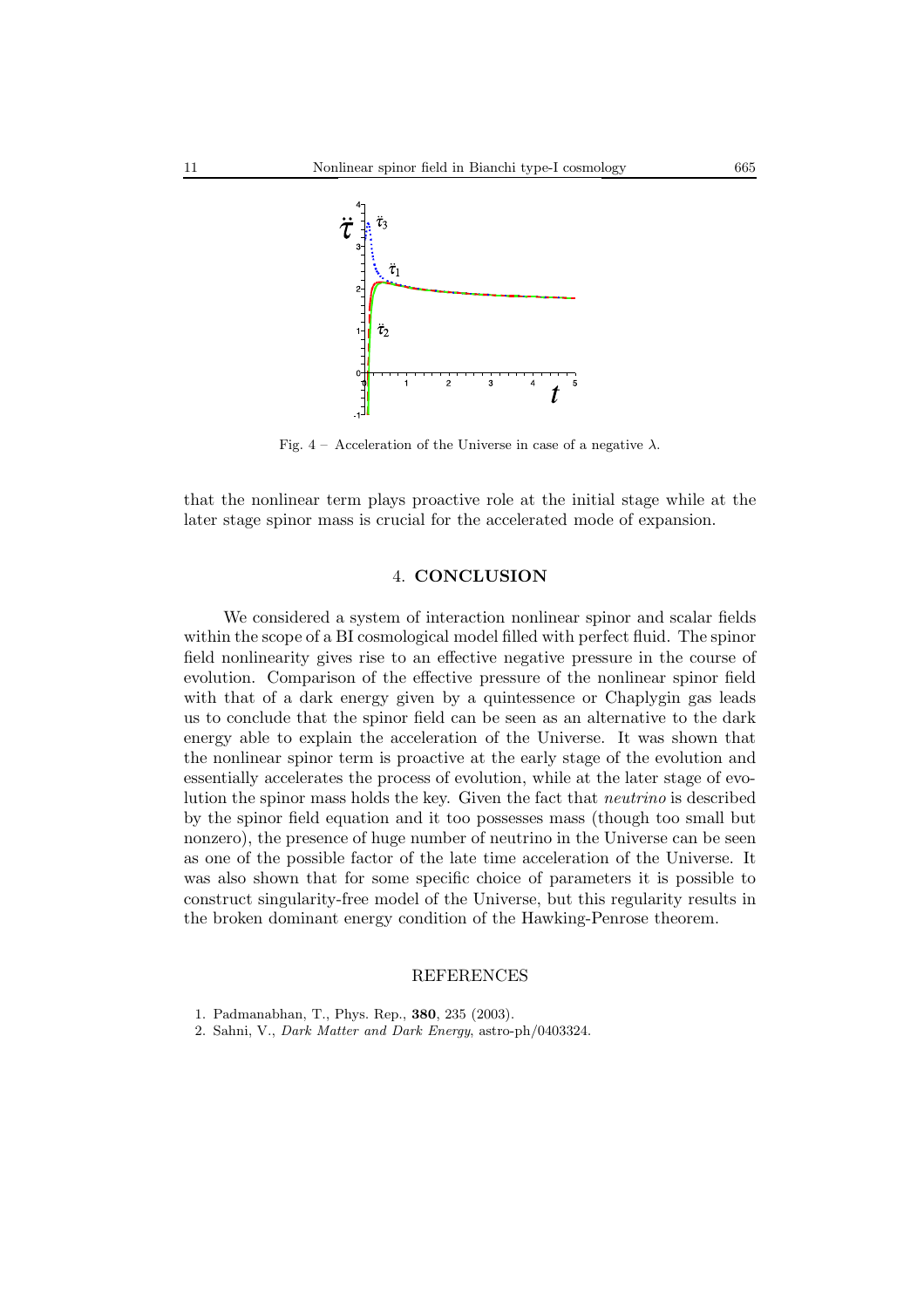Fig. 4 – Acceleration of the Universe in case of a negative $\lambda$.

that the nonlinear term plays proactive role at the initial stage while at the later stage spinor mass is crucial for the accelerated mode of expansion.

## 4. CONCLUSION

We considered a system of interaction nonlinear spinor and scalar fields within the scope of a BI cosmological model filled with perfect fluid. The spinor field nonlinearity gives rise to an effective negative pressure in the course of evolution. Comparison of the effective pressure of the nonlinear spinor field with that of a dark energy given by a quintessence or Chaplygin gas leads us to conclude that the spinor field can be seen as an alternative to the dark energy able to explain the acceleration of the Universe. It was shown that the nonlinear spinor term is proactive at the early stage of the evolution and essentially accelerates the process of evolution, while at the later stage of evolution the spinor mass holds the key. Given the fact that *neutrino* is described by the spinor field equation and it too possesses mass (though too small but nonzero), the presence of huge number of neutrino in the Universe can be seen as one of the possible factor of the late time acceleration of the Universe. It was also shown that for some specific choice of parameters it is possible to construct singularity-free model of the Universe, but this regularity results in the broken dominant energy condition of the Hawking-Penrose theorem.

## REFERENCES

1. Padmanabhan, T., Phys. Rep., **380**, 235 (2003).
2. Sahni, V., *Dark Matter and Dark Energy*, astro-ph/0403324.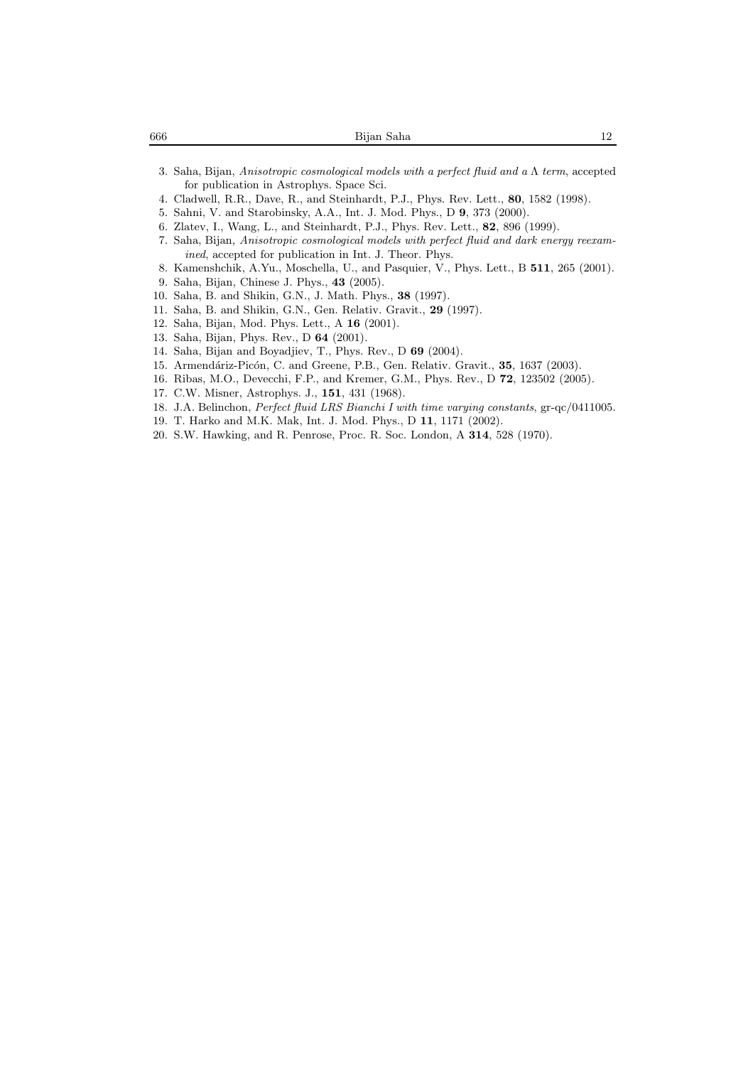3. Saha, Bijan, *Anisotropic cosmological models with a perfect fluid and a $\Lambda$ term*, accepted for publication in Astrophys. Space Sci.
4. Cladwell, R.R., Dave, R., and Steinhardt, P.J., Phys. Rev. Lett., **80**, 1582 (1998).
5. Sahni, V. and Starobinsky, A.A., Int. J. Mod. Phys., D **9**, 373 (2000).
6. Zlatev, I., Wang, L., and Steinhardt, P.J., Phys. Rev. Lett., **82**, 896 (1999).
7. Saha, Bijan, *Anisotropic cosmological models with perfect fluid and dark energy reexamined*, accepted for publication in Int. J. Theor. Phys.
8. Kamenshchik, A.Yu., Moschella, U., and Pasquier, V., Phys. Lett., B **511**, 265 (2001).
9. Saha, Bijan, Chinese J. Phys., **43** (2005).
10. Saha, B. and Shikin, G.N., J. Math. Phys., **38** (1997).
11. Saha, B. and Shikin, G.N., Gen. Relativ. Gravit., **29** (1997).
12. Saha, Bijan, Mod. Phys. Lett., A **16** (2001).
13. Saha, Bijan, Phys. Rev., D **64** (2001).
14. Saha, Bijan and Boyadjiev, T., Phys. Rev., D **69** (2004).
15. Armendáriz-Picón, C. and Greene, P.B., Gen. Relativ. Gravit., **35**, 1637 (2003).
16. Ribas, M.O., Devecchi, F.P., and Kremer, G.M., Phys. Rev., D **72**, 123502 (2005).
17. C.W. Misner, Astrophys. J., **151**, 431 (1968).
18. J.A. Belinchon, *Perfect fluid LRS Bianchi I with time varying constants*, gr-qc/0411005.
19. T. Harko and M.K. Mak, Int. J. Mod. Phys., D **11**, 1171 (2002).
20. S.W. Hawking, and R. Penrose, Proc. R. Soc. London, A **314**, 528 (1970).